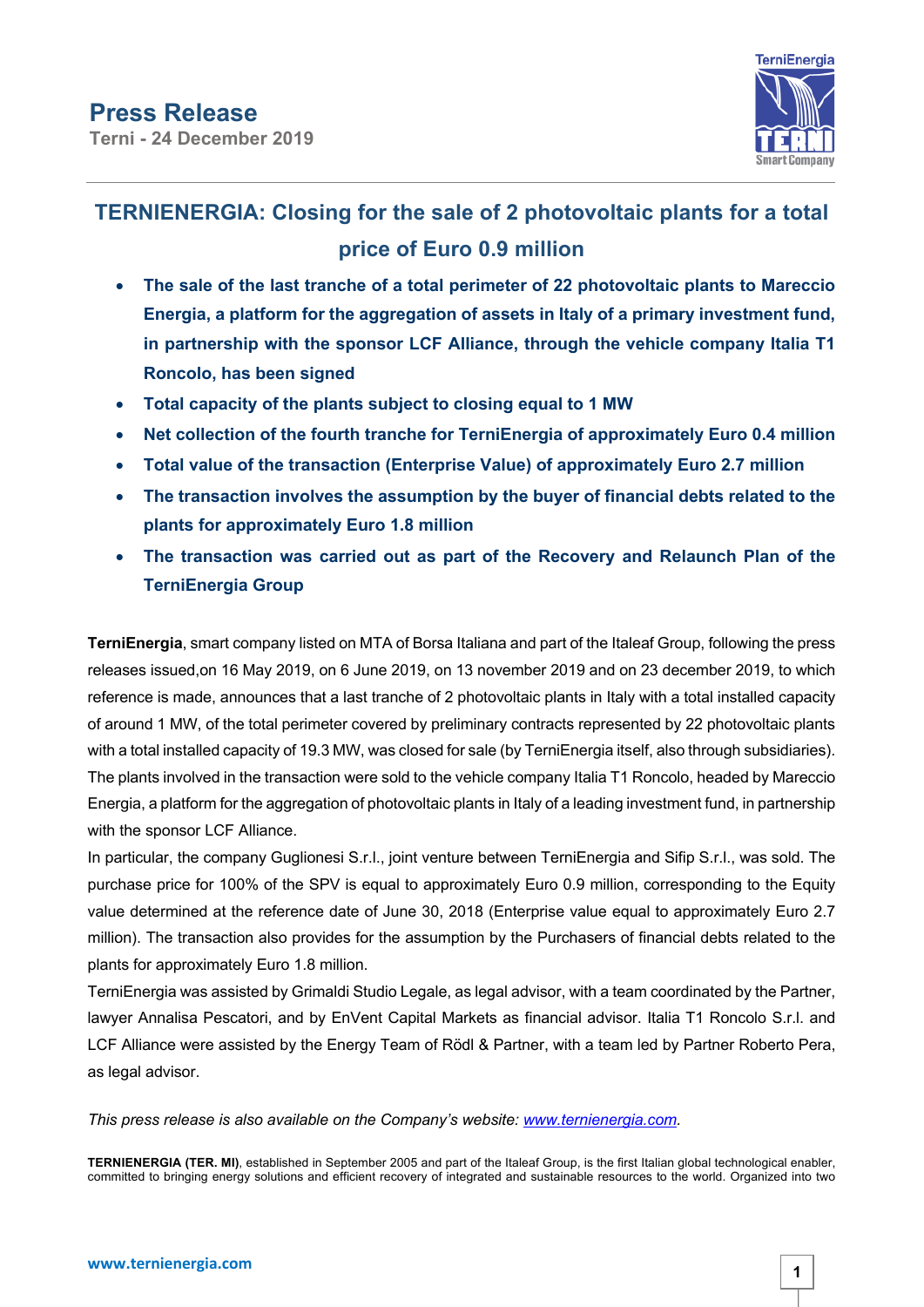# Press Release

**Terni - 24 December 2019**

## TERNIENERGIA: Closing for the sale of 2 photovoltaic plants for a total price of Euro 0.9 million

- **The sale of the last tranche of a total perimeter of 22 photovoltaic plants to Mareccio Energia, a platform for the aggregation of assets in Italy of a primary investment fund, in partnership with the sponsor LCF Alliance, through the vehicle company Italia T1 Roncolo, has been signed**
- **Total capacity of the plants subject to closing equal to 1 MW**
- **Net collection of the fourth tranche for TerniEnergia of approximately Euro 0.4 million**
- **Total value of the transaction (Enterprise Value) of approximately Euro 2.7 million**
- **The transaction involves the assumption by the buyer of financial debts related to the plants for approximately Euro 1.8 million**
- **The transaction was carried out as part of the Recovery and Relaunch Plan of the TerniEnergia Group**

**TerniEnergia**, smart company listed on MTA of Borsa Italiana and part of the Italeaf Group, following the press releases issued,on 16 May 2019, on 6 June 2019, on 13 november 2019 and on 23 december 2019, to which reference is made, announces that a last tranche of 2 photovoltaic plants in Italy with a total installed capacity of around 1 MW, of the total perimeter covered by preliminary contracts represented by 22 photovoltaic plants with a total installed capacity of 19.3 MW, was closed for sale (by TerniEnergia itself, also through subsidiaries). The plants involved in the transaction were sold to the vehicle company Italia T1 Roncolo, headed by Mareccio Energia, a platform for the aggregation of photovoltaic plants in Italy of a leading investment fund, in partnership with the sponsor LCF Alliance.

In particular, the company Guglionesi S.r.l., joint venture between TerniEnergia and Sifip S.r.l., was sold. The purchase price for 100% of the SPV is equal to approximately Euro 0.9 million, corresponding to the Equity value determined at the reference date of June 30, 2018 (Enterprise value equal to approximately Euro 2.7 million). The transaction also provides for the assumption by the Purchasers of financial debts related to the plants for approximately Euro 1.8 million.

TerniEnergia was assisted by Grimaldi Studio Legale, as legal advisor, with a team coordinated by the Partner, lawyer Annalisa Pescatori, and by EnVent Capital Markets as financial advisor. Italia T1 Roncolo S.r.l. and LCF Alliance were assisted by the Energy Team of Rödl & Partner, with a team led by Partner Roberto Pera, as legal advisor.

*This press release is also available on the Company's website: [www.ternienergia.com](www.ternienergia.com).*

**TERNIENERGIA (TER. MI)**, established in September 2005 and part of the Italeaf Group, is the first Italian global technological enabler, committed to bringing energy solutions and efficient recovery of integrated and sustainable resources to the world. Organized into two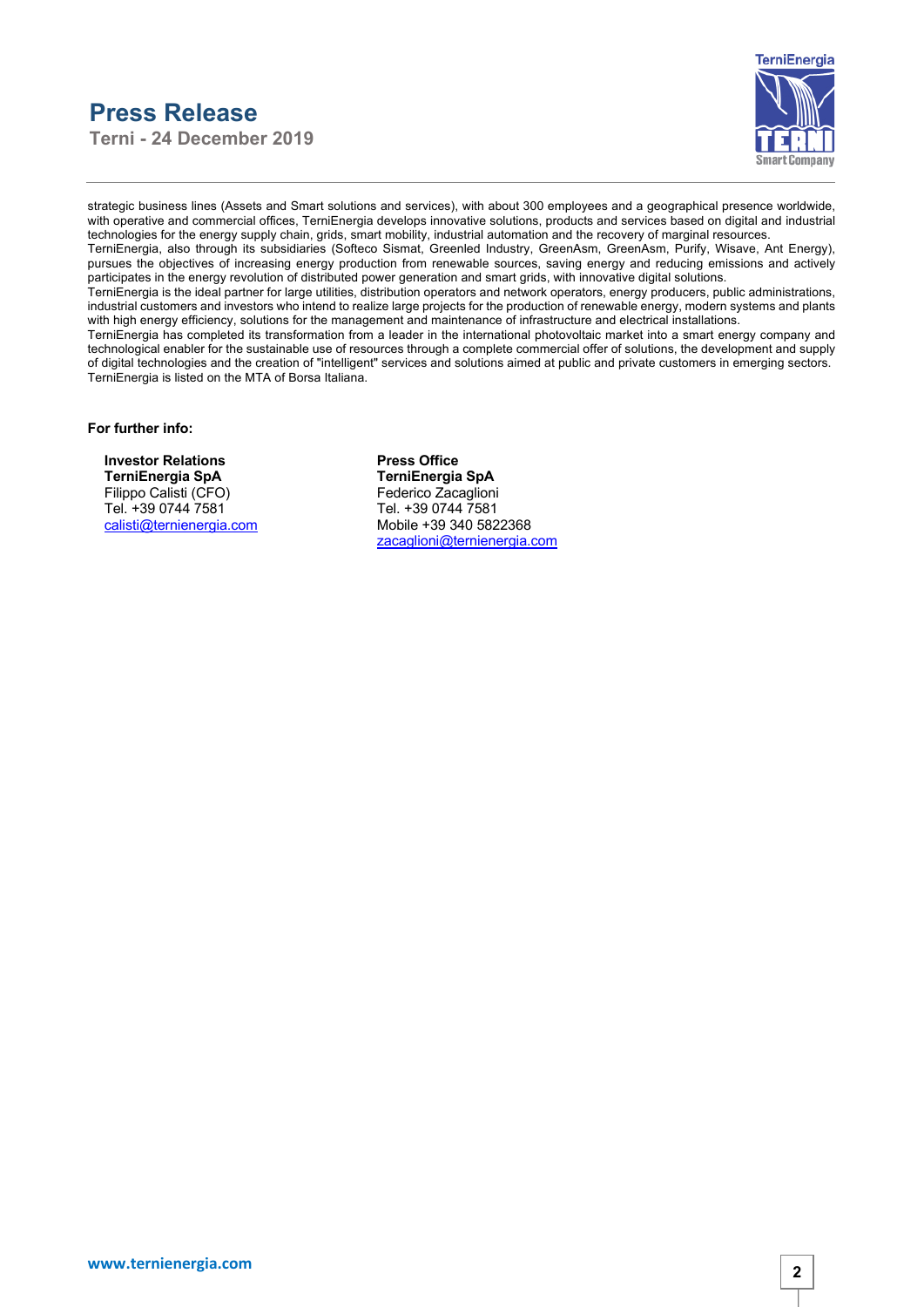strategic business lines (Assets and Smart solutions and services), with about 300 employees and a geographical presence worldwide, with operative and commercial offices, TerniEnergia develops innovative solutions, products and services based on digital and industrial technologies for the energy supply chain, grids, smart mobility, industrial automation and the recovery of marginal resources.
TerniEnergia, also through its subsidiaries (Softeco Sismat, Greenled Industry, GreenAsm, GreenAsm, Purify, Wisave, Ant Energy), pursues the objectives of increasing energy production from renewable sources, saving energy and reducing emissions and actively participates in the energy revolution of distributed power generation and smart grids, with innovative digital solutions.
TerniEnergia is the ideal partner for large utilities, distribution operators and network operators, energy producers, public administrations, industrial customers and investors who intend to realize large projects for the production of renewable energy, modern systems and plants with high energy efficiency, solutions for the management and maintenance of infrastructure and electrical installations.
TerniEnergia has completed its transformation from a leader in the international photovoltaic market into a smart energy company and technological enabler for the sustainable use of resources through a complete commercial offer of solutions, the development and supply of digital technologies and the creation of "intelligent" services and solutions aimed at public and private customers in emerging sectors.
TerniEnergia is listed on the MTA of Borsa Italiana.

**For further info:**

**Investor Relations**
**TerniEnergia SpA**
Filippo Calisti (CFO)
Tel. +39 0744 7581
calisti@ternienergia.com

**Press Office**
**TerniEnergia SpA**
Federico Zacaglioni
Tel. +39 0744 7581
Mobile +39 340 5822368
zacaglioni@ternienergia.com